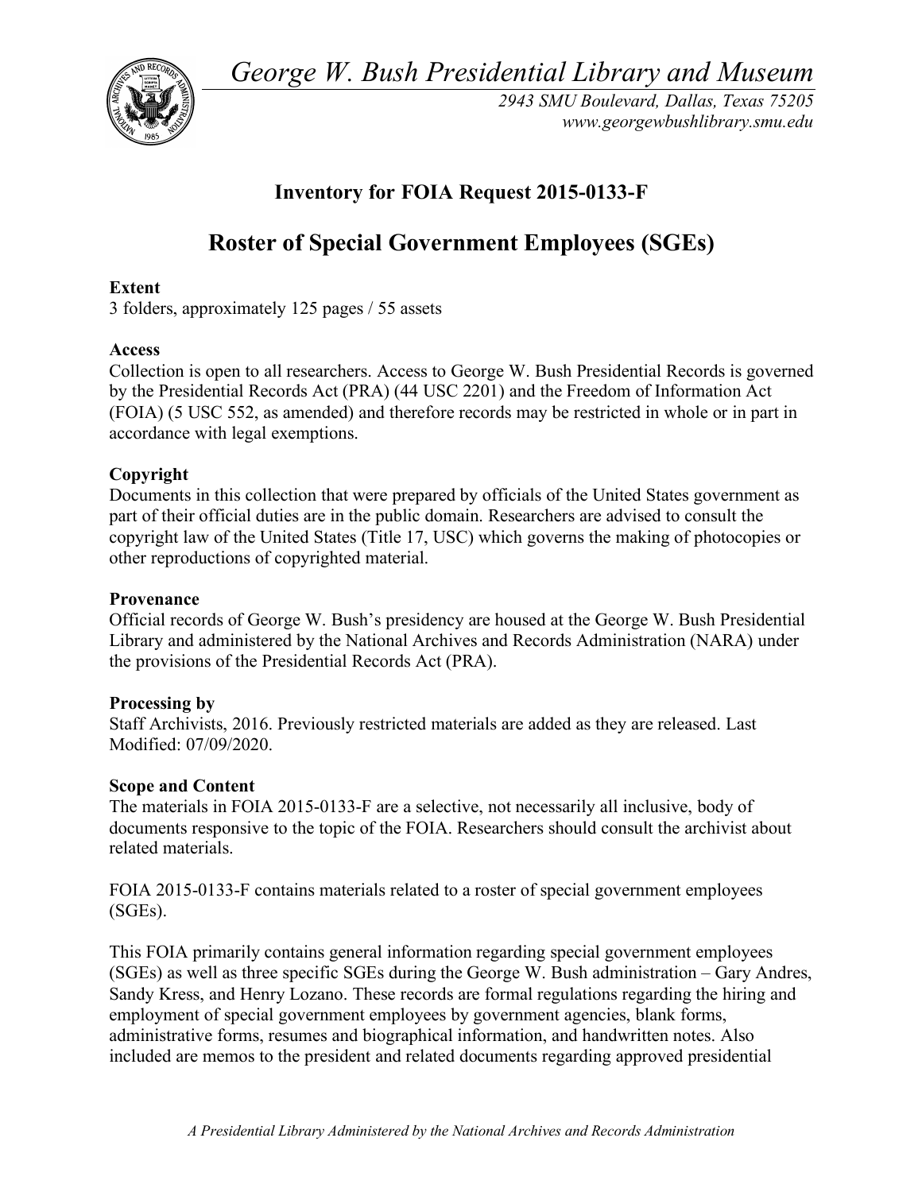*George W. Bush Presidential Library and Museum*

*2943 SMU Boulevard, Dallas, Texas 75205*
*www.georgewbushlibrary.smu.edu*

# Inventory for FOIA Request 2015-0133-F

# Roster of Special Government Employees (SGEs)

**Extent**
3 folders, approximately 125 pages / 55 assets

**Access**
Collection is open to all researchers. Access to George W. Bush Presidential Records is governed by the Presidential Records Act (PRA) (44 USC 2201) and the Freedom of Information Act (FOIA) (5 USC 552, as amended) and therefore records may be restricted in whole or in part in accordance with legal exemptions.

**Copyright**
Documents in this collection that were prepared by officials of the United States government as part of their official duties are in the public domain. Researchers are advised to consult the copyright law of the United States (Title 17, USC) which governs the making of photocopies or other reproductions of copyrighted material.

**Provenance**
Official records of George W. Bush's presidency are housed at the George W. Bush Presidential Library and administered by the National Archives and Records Administration (NARA) under the provisions of the Presidential Records Act (PRA).

**Processing by**
Staff Archivists, 2016. Previously restricted materials are added as they are released. Last Modified: 07/09/2020.

**Scope and Content**
The materials in FOIA 2015-0133-F are a selective, not necessarily all inclusive, body of documents responsive to the topic of the FOIA. Researchers should consult the archivist about related materials.

FOIA 2015-0133-F contains materials related to a roster of special government employees (SGEs).

This FOIA primarily contains general information regarding special government employees (SGEs) as well as three specific SGEs during the George W. Bush administration – Gary Andres, Sandy Kress, and Henry Lozano. These records are formal regulations regarding the hiring and employment of special government employees by government agencies, blank forms, administrative forms, resumes and biographical information, and handwritten notes. Also included are memos to the president and related documents regarding approved presidential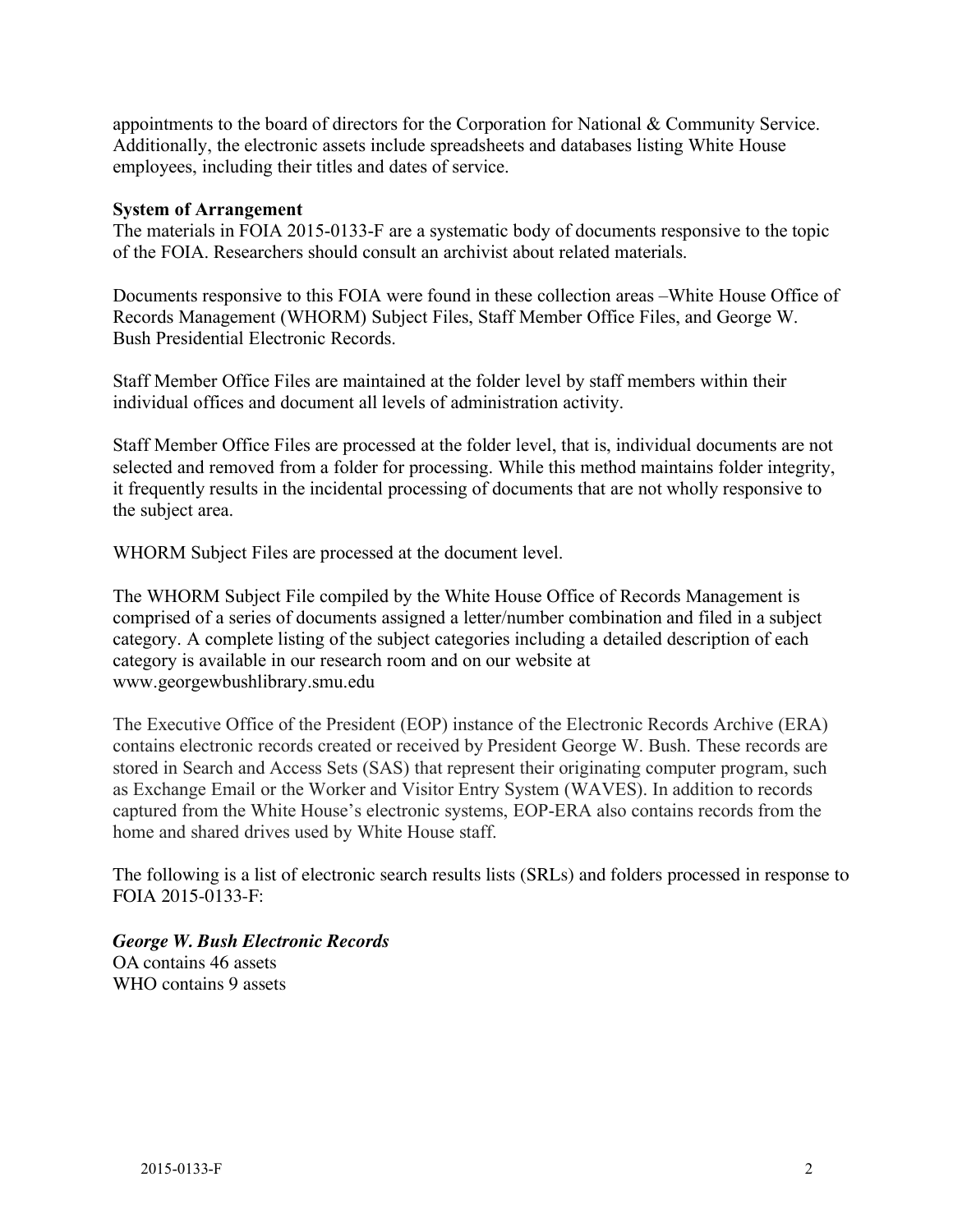appointments to the board of directors for the Corporation for National & Community Service. Additionally, the electronic assets include spreadsheets and databases listing White House employees, including their titles and dates of service.

**System of Arrangement**
The materials in FOIA 2015-0133-F are a systematic body of documents responsive to the topic of the FOIA. Researchers should consult an archivist about related materials.

Documents responsive to this FOIA were found in these collection areas –White House Office of Records Management (WHORM) Subject Files, Staff Member Office Files, and George W. Bush Presidential Electronic Records.

Staff Member Office Files are maintained at the folder level by staff members within their individual offices and document all levels of administration activity.

Staff Member Office Files are processed at the folder level, that is, individual documents are not selected and removed from a folder for processing. While this method maintains folder integrity, it frequently results in the incidental processing of documents that are not wholly responsive to the subject area.

WHORM Subject Files are processed at the document level.

The WHORM Subject File compiled by the White House Office of Records Management is comprised of a series of documents assigned a letter/number combination and filed in a subject category. A complete listing of the subject categories including a detailed description of each category is available in our research room and on our website at www.georgewbushlibrary.smu.edu

The Executive Office of the President (EOP) instance of the Electronic Records Archive (ERA) contains electronic records created or received by President George W. Bush. These records are stored in Search and Access Sets (SAS) that represent their originating computer program, such as Exchange Email or the Worker and Visitor Entry System (WAVES). In addition to records captured from the White House's electronic systems, EOP-ERA also contains records from the home and shared drives used by White House staff.

The following is a list of electronic search results lists (SRLs) and folders processed in response to FOIA 2015-0133-F:

***George W. Bush Electronic Records***
OA contains 46 assets
WHO contains 9 assets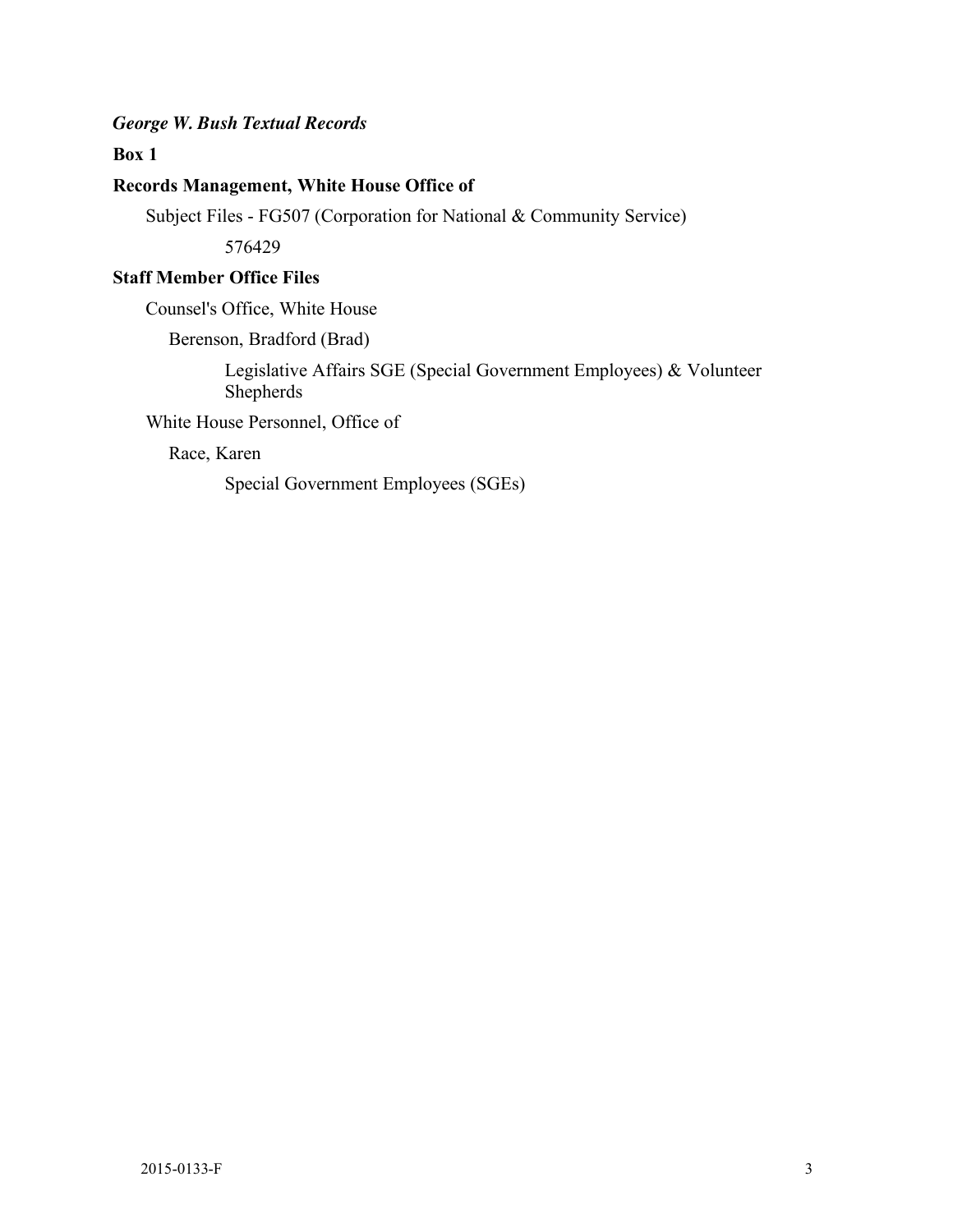***George W. Bush Textual Records***

**Box 1**

**Records Management, White House Office of**

Subject Files - FG507 (Corporation for National & Community Service)

576429

**Staff Member Office Files**

Counsel's Office, White House

Berenson, Bradford (Brad)

Legislative Affairs SGE (Special Government Employees) & Volunteer Shepherds

White House Personnel, Office of

Race, Karen

Special Government Employees (SGEs)

2015-0133-F